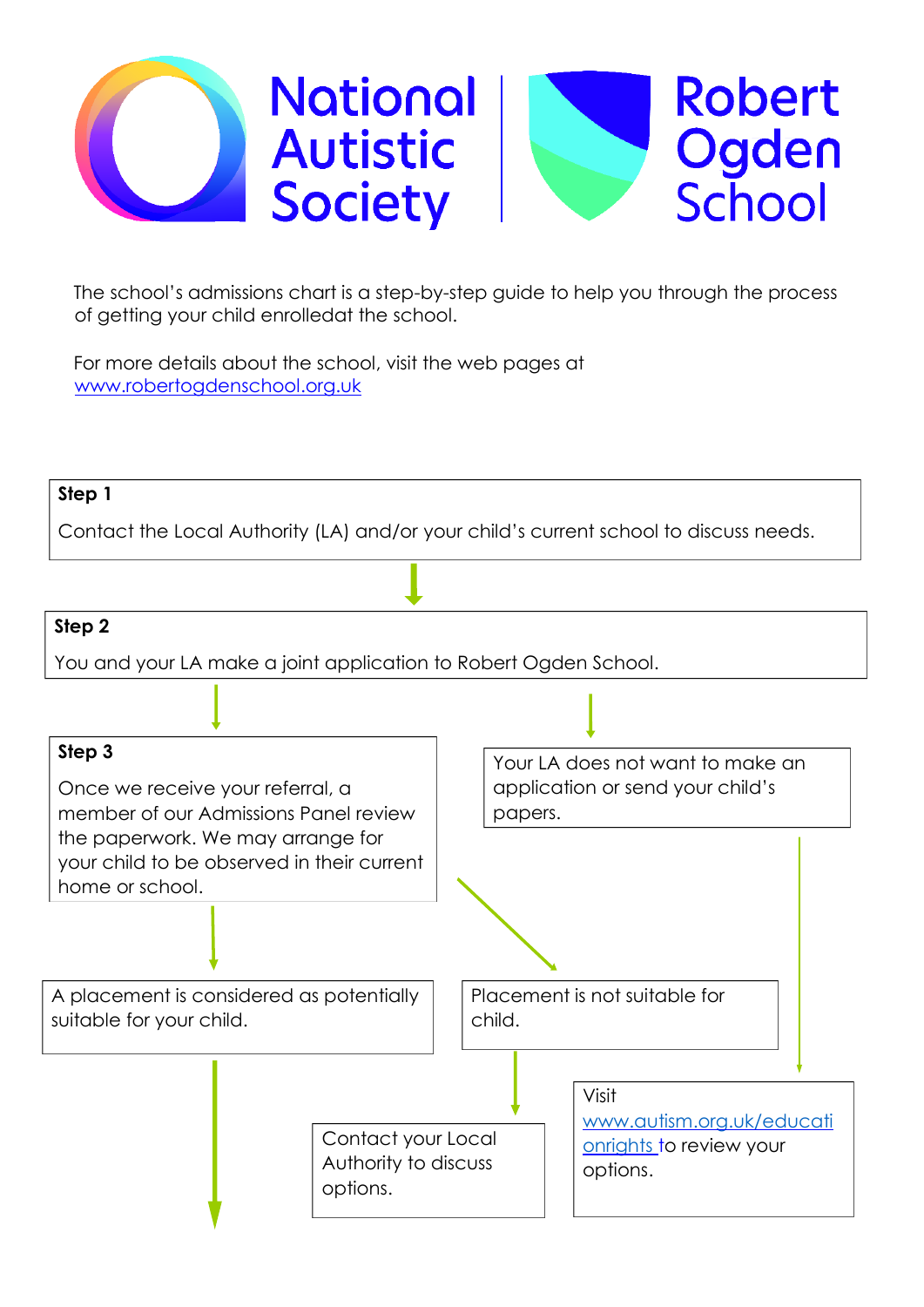National Autistic Society | Robert Ogden School

The school's admissions chart is a step-by-step guide to help you through the process of getting your child enrolledat the school.

For more details about the school, visit the web pages at [www.robertogdenschool.org.uk](http://www.robertogdenschool.org.uk)

**Step 1**

Contact the Local Authority (LA) and/or your child's current school to discuss needs.

**Step 2**

You and your LA make a joint application to Robert Ogden School.

**Step 3**

Once we receive your referral, a member of our Admissions Panel review the paperwork. We may arrange for your child to be observed in their current home or school.

Your LA does not want to make an application or send your child's papers.

A placement is considered as potentially suitable for your child.

Placement is not suitable for child.

Contact your Local Authority to discuss options.

Visit [www.autism.org.uk/educationrights](http://www.autism.org.uk/educationrights) to review your options.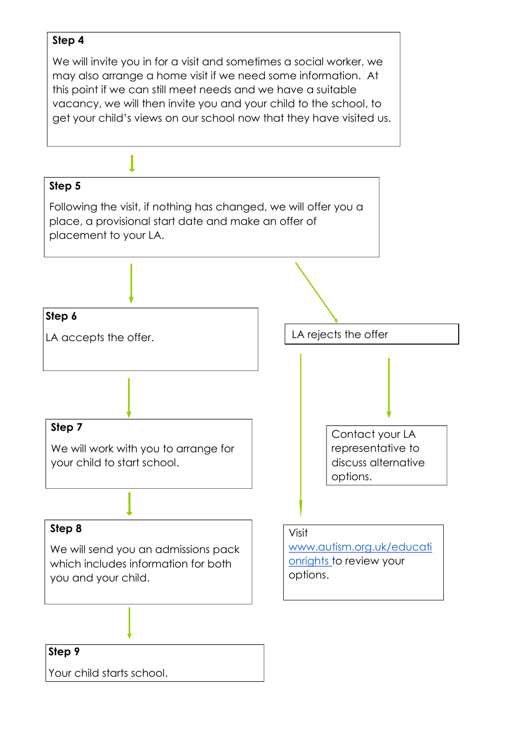**Step 4**

We will invite you in for a visit and sometimes a social worker, we may also arrange a home visit if we need some information. At this point if we can still meet needs and we have a suitable vacancy, we will then invite you and your child to the school, to get your child's views on our school now that they have visited us.

**Step 5**

Following the visit, if nothing has changed, we will offer you a place, a provisional start date and make an offer of placement to your LA.

**Step 6**

LA accepts the offer.

LA rejects the offer

Contact your LA representative to discuss alternative options.

Visit www.autism.org.uk/educationrights to review your options.

**Step 7**

We will work with you to arrange for your child to start school.

**Step 8**

We will send you an admissions pack which includes information for both you and your child.

**Step 9**

Your child starts school.